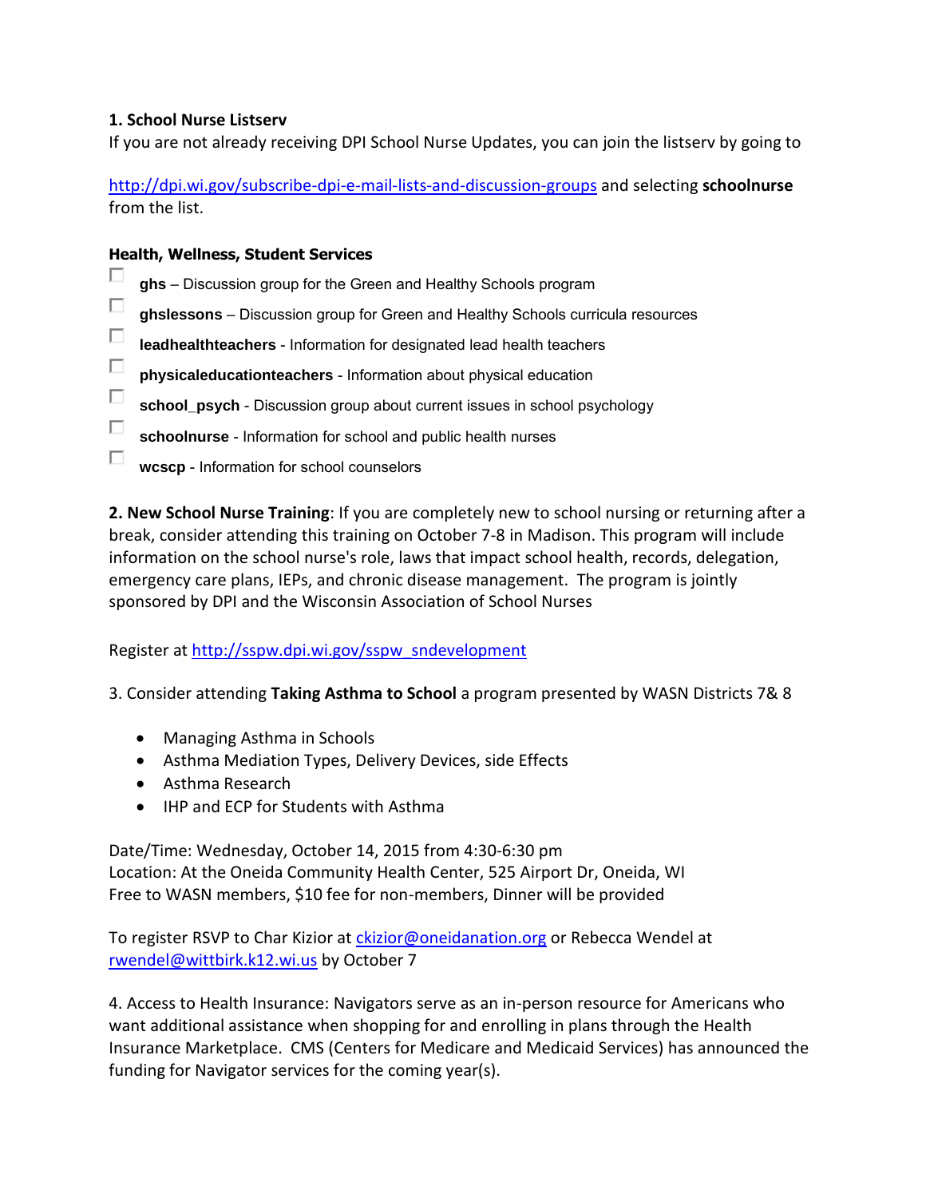**1. School Nurse Listserv**

If you are not already receiving DPI School Nurse Updates, you can join the listserv by going to

http://dpi.wi.gov/subscribe-dpi-e-mail-lists-and-discussion-groups and selecting **schoolnurse** from the list.

**Health, Wellness, Student Services**

- ☐ **ghs** – Discussion group for the Green and Healthy Schools program
- ☐ **ghslessons** – Discussion group for Green and Healthy Schools curricula resources
- ☐ **leadhealthteachers** - Information for designated lead health teachers
- ☐ **physicaleducationteachers** - Information about physical education
- ☐ **school_psych** - Discussion group about current issues in school psychology
- ☐ **schoolnurse** - Information for school and public health nurses
- ☐ **wcscp** - Information for school counselors

**2. New School Nurse Training**: If you are completely new to school nursing or returning after a break, consider attending this training on October 7-8 in Madison. This program will include information on the school nurse's role, laws that impact school health, records, delegation, emergency care plans, IEPs, and chronic disease management. The program is jointly sponsored by DPI and the Wisconsin Association of School Nurses

Register at http://sspw.dpi.wi.gov/sspw_sndevelopment

3. Consider attending **Taking Asthma to School** a program presented by WASN Districts 7& 8

- Managing Asthma in Schools
- Asthma Mediation Types, Delivery Devices, side Effects
- Asthma Research
- IHP and ECP for Students with Asthma

Date/Time: Wednesday, October 14, 2015 from 4:30-6:30 pm
Location: At the Oneida Community Health Center, 525 Airport Dr, Oneida, WI
Free to WASN members, $10 fee for non-members, Dinner will be provided

To register RSVP to Char Kizior at ckizior@oneidanation.org or Rebecca Wendel at rwendel@wittbirk.k12.wi.us by October 7

4. Access to Health Insurance: Navigators serve as an in-person resource for Americans who want additional assistance when shopping for and enrolling in plans through the Health Insurance Marketplace. CMS (Centers for Medicare and Medicaid Services) has announced the funding for Navigator services for the coming year(s).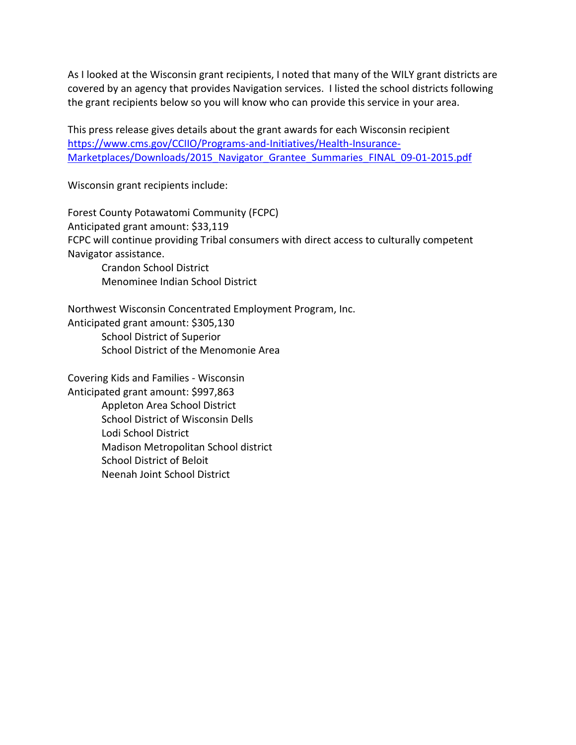As I looked at the Wisconsin grant recipients, I noted that many of the WILY grant districts are covered by an agency that provides Navigation services. I listed the school districts following the grant recipients below so you will know who can provide this service in your area.

This press release gives details about the grant awards for each Wisconsin recipient [https://www.cms.gov/CCIIO/Programs-and-Initiatives/Health-Insurance-Marketplaces/Downloads/2015_Navigator_Grantee_Summaries_FINAL_09-01-2015.pdf](https://www.cms.gov/CCIIO/Programs-and-Initiatives/Health-Insurance-Marketplaces/Downloads/2015_Navigator_Grantee_Summaries_FINAL_09-01-2015.pdf)

Wisconsin grant recipients include:

Forest County Potawatomi Community (FCPC)
Anticipated grant amount: $33,119
FCPC will continue providing Tribal consumers with direct access to culturally competent Navigator assistance.

- Crandon School District
- Menominee Indian School District

Northwest Wisconsin Concentrated Employment Program, Inc.
Anticipated grant amount: $305,130

- School District of Superior
- School District of the Menomonie Area

Covering Kids and Families - Wisconsin
Anticipated grant amount: $997,863

- Appleton Area School District
- School District of Wisconsin Dells
- Lodi School District
- Madison Metropolitan School district
- School District of Beloit
- Neenah Joint School District